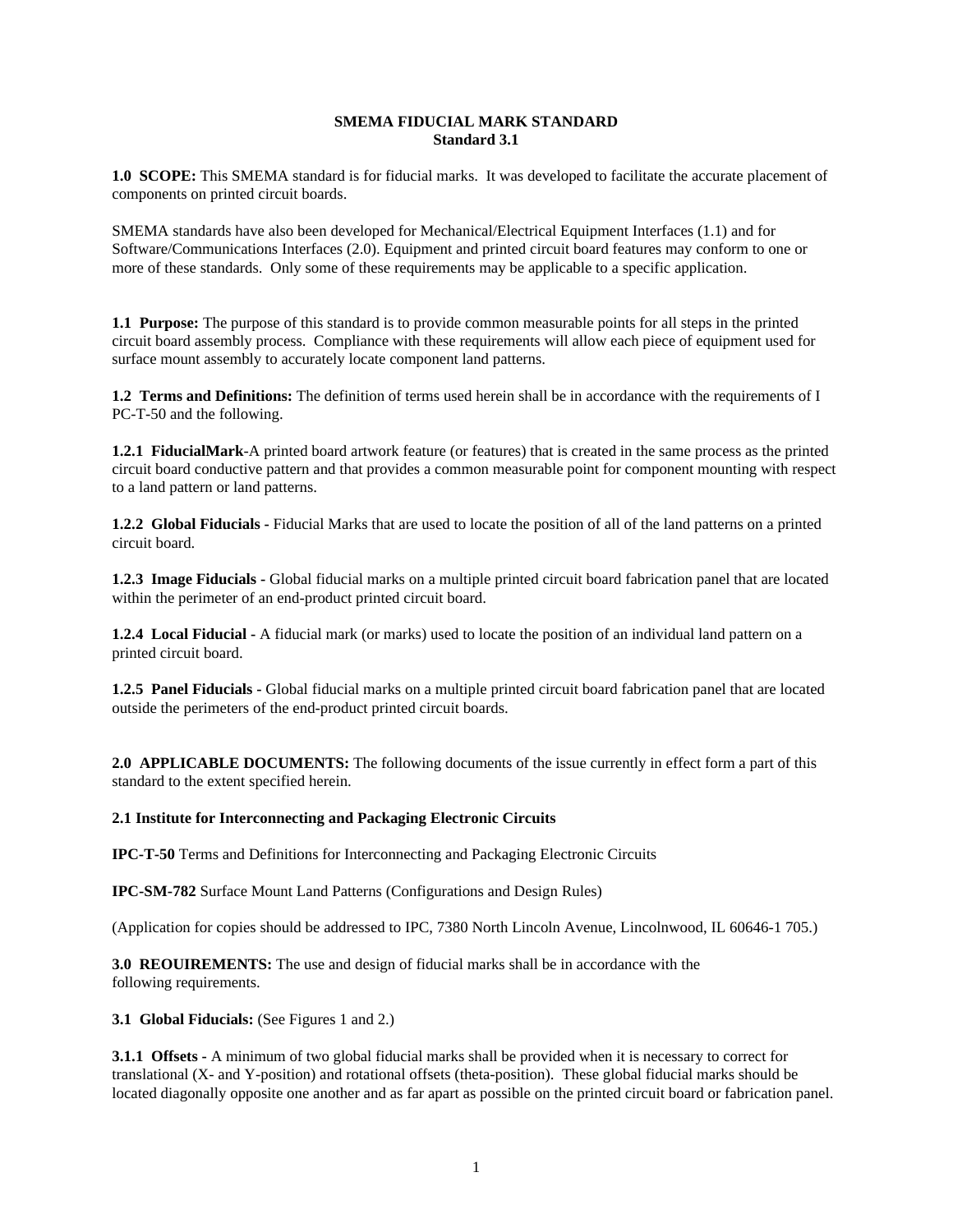# SMEMA FIDUCIAL MARK STANDARD
## Standard 3.1

**1.0 SCOPE:** This SMEMA standard is for fiducial marks. It was developed to facilitate the accurate placement of components on printed circuit boards.

SMEMA standards have also been developed for Mechanical/Electrical Equipment Interfaces (1.1) and for Software/Communications Interfaces (2.0). Equipment and printed circuit board features may conform to one or more of these standards. Only some of these requirements may be applicable to a specific application.

**1.1 Purpose:** The purpose of this standard is to provide common measurable points for all steps in the printed circuit board assembly process. Compliance with these requirements will allow each piece of equipment used for surface mount assembly to accurately locate component land patterns.

**1.2 Terms and Definitions:** The definition of terms used herein shall be in accordance with the requirements of I PC-T-50 and the following.

**1.2.1 FiducialMark**-A printed board artwork feature (or features) that is created in the same process as the printed circuit board conductive pattern and that provides a common measurable point for component mounting with respect to a land pattern or land patterns.

**1.2.2 Global Fiducials -** Fiducial Marks that are used to locate the position of all of the land patterns on a printed circuit board.

**1.2.3 Image Fiducials -** Global fiducial marks on a multiple printed circuit board fabrication panel that are located within the perimeter of an end-product printed circuit board.

**1.2.4 Local Fiducial -** A fiducial mark (or marks) used to locate the position of an individual land pattern on a printed circuit board.

**1.2.5 Panel Fiducials -** Global fiducial marks on a multiple printed circuit board fabrication panel that are located outside the perimeters of the end-product printed circuit boards.

**2.0 APPLICABLE DOCUMENTS:** The following documents of the issue currently in effect form a part of this standard to the extent specified herein.

**2.1 Institute for Interconnecting and Packaging Electronic Circuits**

**IPC-T-50** Terms and Definitions for Interconnecting and Packaging Electronic Circuits

**IPC-SM-782** Surface Mount Land Patterns (Configurations and Design Rules)

(Application for copies should be addressed to IPC, 7380 North Lincoln Avenue, Lincolnwood, IL 60646-1 705.)

**3.0 REOUIREMENTS:** The use and design of fiducial marks shall be in accordance with the following requirements.

**3.1 Global Fiducials:** (See Figures 1 and 2.)

**3.1.1 Offsets -** A minimum of two global fiducial marks shall be provided when it is necessary to correct for translational (X- and Y-position) and rotational offsets (theta-position). These global fiducial marks should be located diagonally opposite one another and as far apart as possible on the printed circuit board or fabrication panel.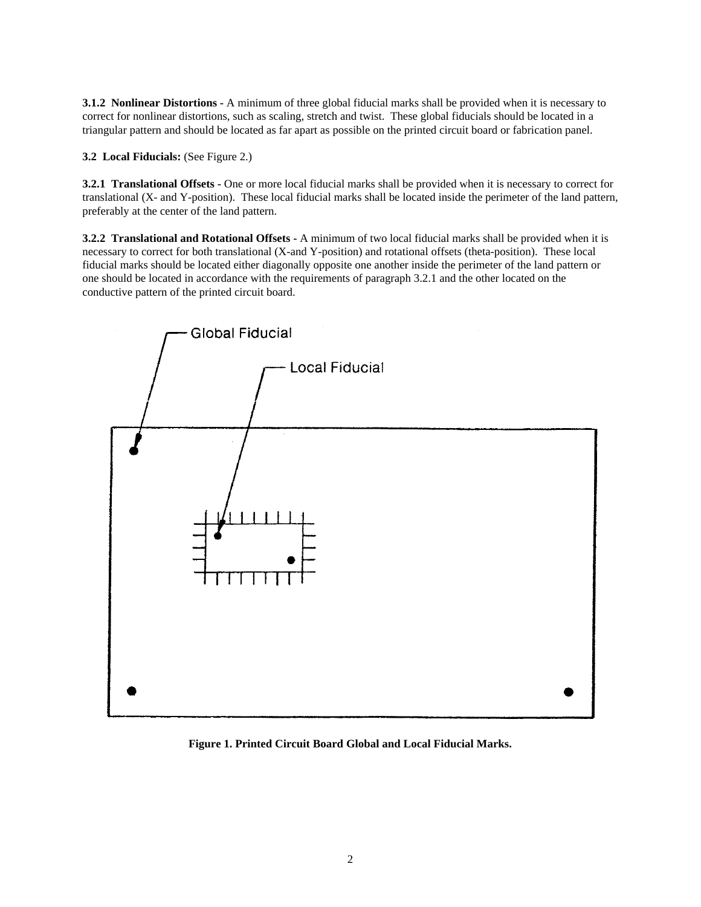**3.1.2 Nonlinear Distortions -** A minimum of three global fiducial marks shall be provided when it is necessary to correct for nonlinear distortions, such as scaling, stretch and twist. These global fiducials should be located in a triangular pattern and should be located as far apart as possible on the printed circuit board or fabrication panel.

**3.2 Local Fiducials:** (See Figure 2.)

**3.2.1 Translational Offsets -** One or more local fiducial marks shall be provided when it is necessary to correct for translational (X- and Y-position). These local fiducial marks shall be located inside the perimeter of the land pattern, preferably at the center of the land pattern.

**3.2.2 Translational and Rotational Offsets -** A minimum of two local fiducial marks shall be provided when it is necessary to correct for both translational (X-and Y-position) and rotational offsets (theta-position). These local fiducial marks should be located either diagonally opposite one another inside the perimeter of the land pattern or one should be located in accordance with the requirements of paragraph 3.2.1 and the other located on the conductive pattern of the printed circuit board.

Global Fiducial

Local Fiducial

**Figure 1. Printed Circuit Board Global and Local Fiducial Marks.**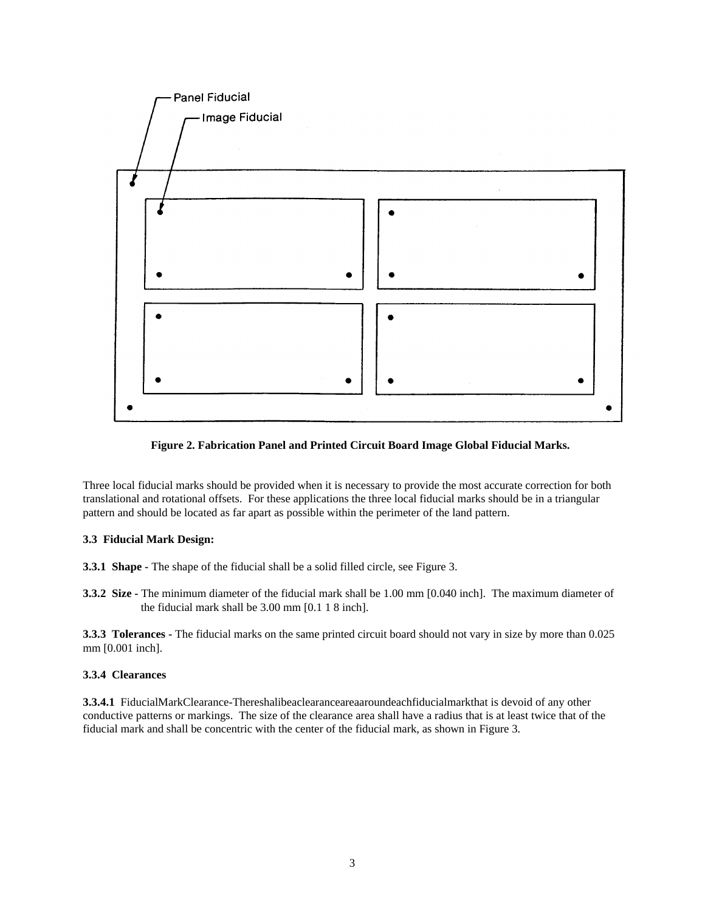Panel Fiducial

Image Fiducial

**Figure 2. Fabrication Panel and Printed Circuit Board Image Global Fiducial Marks.**

Three local fiducial marks should be provided when it is necessary to provide the most accurate correction for both translational and rotational offsets. For these applications the three local fiducial marks should be in a triangular pattern and should be located as far apart as possible within the perimeter of the land pattern.

**3.3 Fiducial Mark Design:**

**3.3.1 Shape -** The shape of the fiducial shall be a solid filled circle, see Figure 3.

**3.3.2 Size -** The minimum diameter of the fiducial mark shall be 1.00 mm [0.040 inch]. The maximum diameter of the fiducial mark shall be 3.00 mm [0.1 1 8 inch].

**3.3.3 Tolerances -** The fiducial marks on the same printed circuit board should not vary in size by more than 0.025 mm [0.001 inch].

**3.3.4 Clearances**

**3.3.4.1** FiducialMarkClearance-Thereshalibeaclearanceareaaroundeachfiducialmarkthat is devoid of any other conductive patterns or markings. The size of the clearance area shall have a radius that is at least twice that of the fiducial mark and shall be concentric with the center of the fiducial mark, as shown in Figure 3.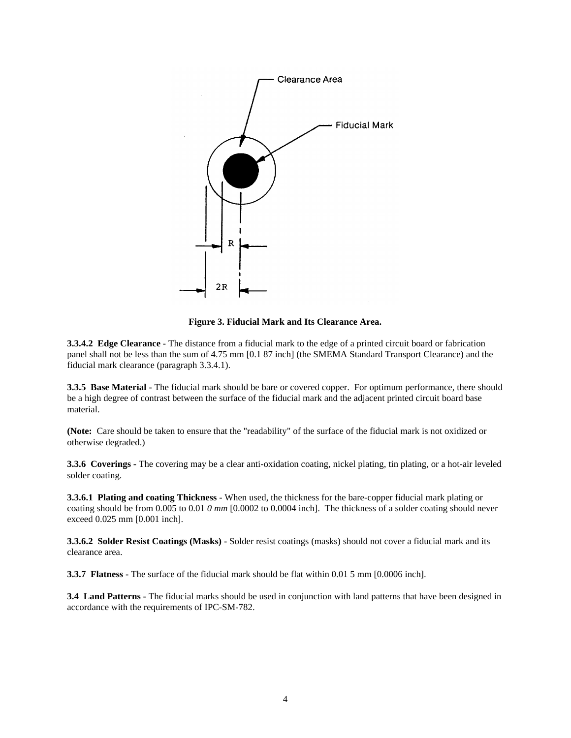Clearance Area

Fiducial Mark

R

2R

**Figure 3. Fiducial Mark and Its Clearance Area.**

**3.3.4.2 Edge Clearance -** The distance from a fiducial mark to the edge of a printed circuit board or fabrication panel shall not be less than the sum of 4.75 mm [0.1 87 inch] (the SMEMA Standard Transport Clearance) and the fiducial mark clearance (paragraph 3.3.4.1).

**3.3.5 Base Material -** The fiducial mark should be bare or covered copper. For optimum performance, there should be a high degree of contrast between the surface of the fiducial mark and the adjacent printed circuit board base material.

**(Note:** Care should be taken to ensure that the "readability" of the surface of the fiducial mark is not oxidized or otherwise degraded.)

**3.3.6 Coverings -** The covering may be a clear anti-oxidation coating, nickel plating, tin plating, or a hot-air leveled solder coating.

**3.3.6.1 Plating and coating Thickness -** When used, the thickness for the bare-copper fiducial mark plating or coating should be from 0.005 to 0.01 *0 mm* [0.0002 to 0.0004 inch]. The thickness of a solder coating should never exceed 0.025 mm [0.001 inch].

**3.3.6.2 Solder Resist Coatings (Masks) -** Solder resist coatings (masks) should not cover a fiducial mark and its clearance area.

**3.3.7 Flatness -** The surface of the fiducial mark should be flat within 0.01 5 mm [0.0006 inch].

**3.4 Land Patterns -** The fiducial marks should be used in conjunction with land patterns that have been designed in accordance with the requirements of IPC-SM-782.